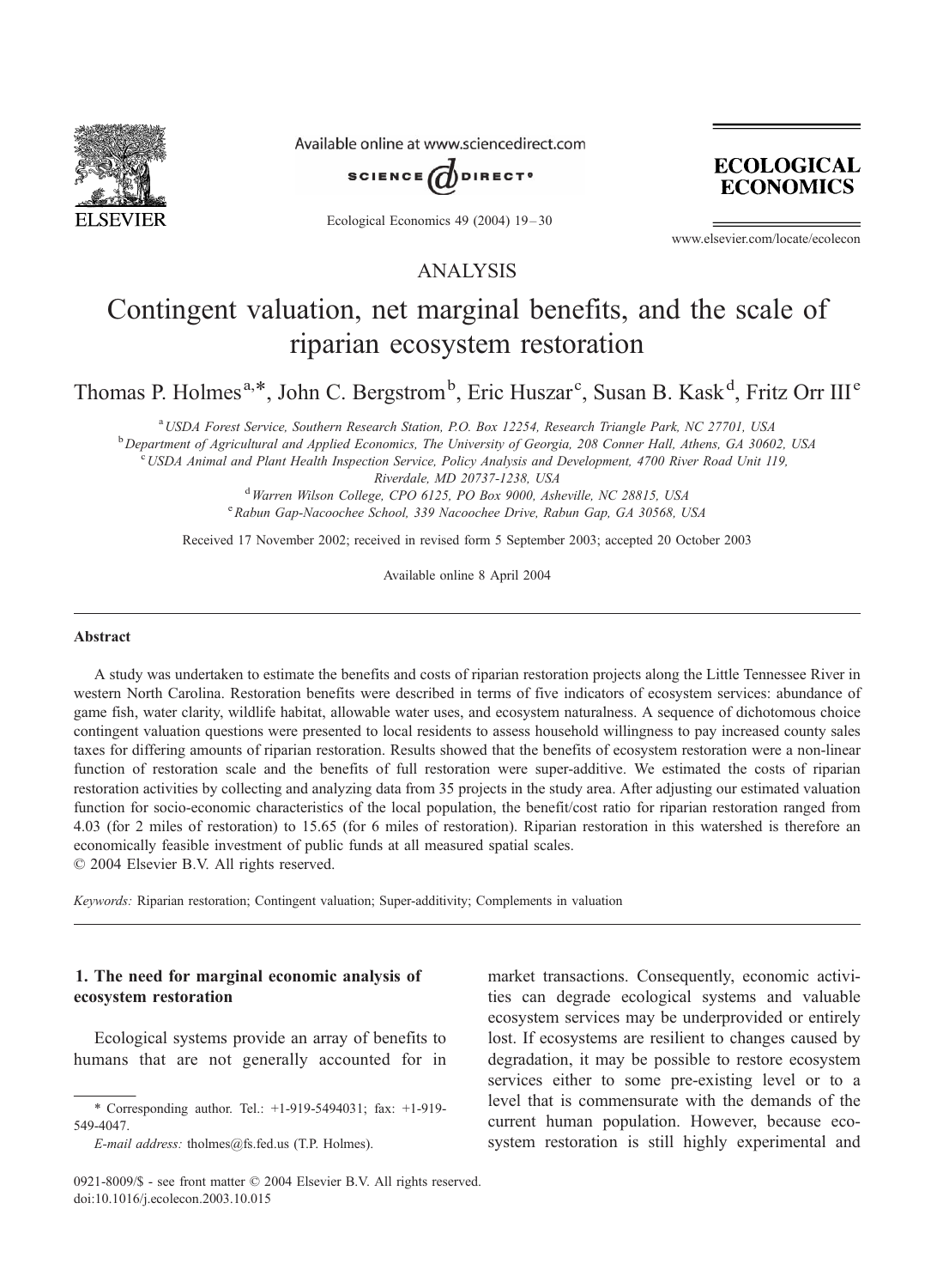ANALYSIS

# Contingent valuation, net marginal benefits, and the scale of riparian ecosystem restoration

Thomas P. Holmes[a,*], John C. Bergstrom[b], Eric Huszar[c], Susan B. Kask[d], Fritz Orr III[e]

[a] *USDA Forest Service, Southern Research Station, P.O. Box 12254, Research Triangle Park, NC 27701, USA*
[b] *Department of Agricultural and Applied Economics, The University of Georgia, 208 Conner Hall, Athens, GA 30602, USA*
[c] *USDA Animal and Plant Health Inspection Service, Policy Analysis and Development, 4700 River Road Unit 119, Riverdale, MD 20737-1238, USA*
[d] *Warren Wilson College, CPO 6125, PO Box 9000, Asheville, NC 28815, USA*
[e] *Rabun Gap-Nacoochee School, 339 Nacoochee Drive, Rabun Gap, GA 30568, USA*

Received 17 November 2002; received in revised form 5 September 2003; accepted 20 October 2003

Available online 8 April 2004

## Abstract

A study was undertaken to estimate the benefits and costs of riparian restoration projects along the Little Tennessee River in western North Carolina. Restoration benefits were described in terms of five indicators of ecosystem services: abundance of game fish, water clarity, wildlife habitat, allowable water uses, and ecosystem naturalness. A sequence of dichotomous choice contingent valuation questions were presented to local residents to assess household willingness to pay increased county sales taxes for differing amounts of riparian restoration. Results showed that the benefits of ecosystem restoration were a non-linear function of restoration scale and the benefits of full restoration were super-additive. We estimated the costs of riparian restoration activities by collecting and analyzing data from 35 projects in the study area. After adjusting our estimated valuation function for socio-economic characteristics of the local population, the benefit/cost ratio for riparian restoration ranged from 4.03 (for 2 miles of restoration) to 15.65 (for 6 miles of restoration). Riparian restoration in this watershed is therefore an economically feasible investment of public funds at all measured spatial scales.

© 2004 Elsevier B.V. All rights reserved.

*Keywords:* Riparian restoration; Contingent valuation; Super-additivity; Complements in valuation

## 1. The need for marginal economic analysis of ecosystem restoration

Ecological systems provide an array of benefits to humans that are not generally accounted for in market transactions. Consequently, economic activities can degrade ecological systems and valuable ecosystem services may be underprovided or entirely lost. If ecosystems are resilient to changes caused by degradation, it may be possible to restore ecosystem services either to some pre-existing level or to a level that is commensurate with the demands of the current human population. However, because ecosystem restoration is still highly experimental and

\* Corresponding author. Tel.: +1-919-5494031; fax: +1-919-549-4047.

*E-mail address:* tholmes@fs.fed.us (T.P. Holmes).

0921-8009/$ - see front matter © 2004 Elsevier B.V. All rights reserved.
doi:10.1016/j.ecolecon.2003.10.015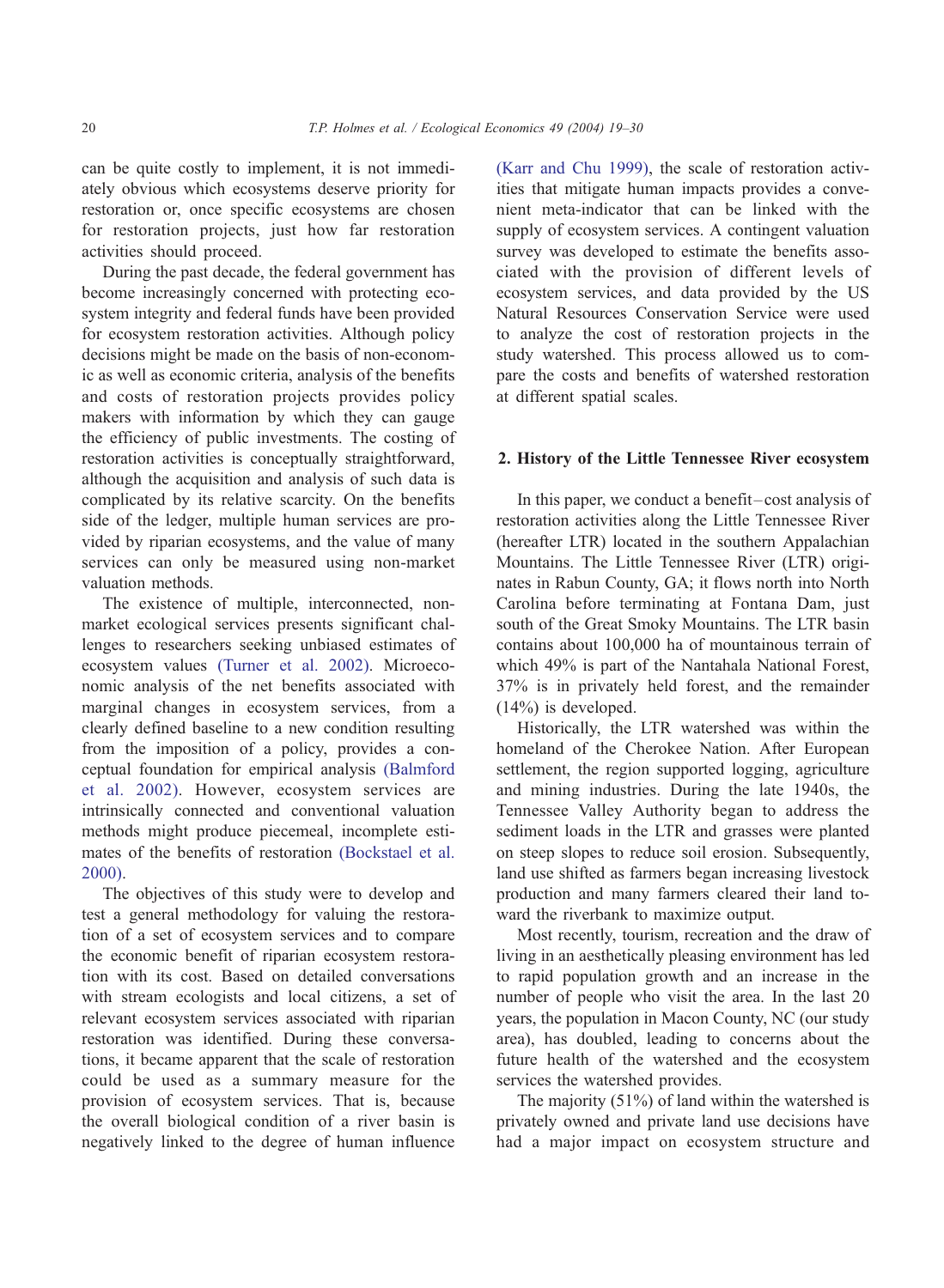can be quite costly to implement, it is not immediately obvious which ecosystems deserve priority for restoration or, once specific ecosystems are chosen for restoration projects, just how far restoration activities should proceed.

During the past decade, the federal government has become increasingly concerned with protecting ecosystem integrity and federal funds have been provided for ecosystem restoration activities. Although policy decisions might be made on the basis of non-economic as well as economic criteria, analysis of the benefits and costs of restoration projects provides policy makers with information by which they can gauge the efficiency of public investments. The costing of restoration activities is conceptually straightforward, although the acquisition and analysis of such data is complicated by its relative scarcity. On the benefits side of the ledger, multiple human services are provided by riparian ecosystems, and the value of many services can only be measured using non-market valuation methods.

The existence of multiple, interconnected, non-market ecological services presents significant challenges to researchers seeking unbiased estimates of ecosystem values (Turner et al. 2002). Microeconomic analysis of the net benefits associated with marginal changes in ecosystem services, from a clearly defined baseline to a new condition resulting from the imposition of a policy, provides a conceptual foundation for empirical analysis (Balmford et al. 2002). However, ecosystem services are intrinsically connected and conventional valuation methods might produce piecemeal, incomplete estimates of the benefits of restoration (Bockstael et al. 2000).

The objectives of this study were to develop and test a general methodology for valuing the restoration of a set of ecosystem services and to compare the economic benefit of riparian ecosystem restoration with its cost. Based on detailed conversations with stream ecologists and local citizens, a set of relevant ecosystem services associated with riparian restoration was identified. During these conversations, it became apparent that the scale of restoration could be used as a summary measure for the provision of ecosystem services. That is, because the overall biological condition of a river basin is negatively linked to the degree of human influence (Karr and Chu 1999), the scale of restoration activities that mitigate human impacts provides a convenient meta-indicator that can be linked with the supply of ecosystem services. A contingent valuation survey was developed to estimate the benefits associated with the provision of different levels of ecosystem services, and data provided by the US Natural Resources Conservation Service were used to analyze the cost of restoration projects in the study watershed. This process allowed us to compare the costs and benefits of watershed restoration at different spatial scales.

## 2. History of the Little Tennessee River ecosystem

In this paper, we conduct a benefit–cost analysis of restoration activities along the Little Tennessee River (hereafter LTR) located in the southern Appalachian Mountains. The Little Tennessee River (LTR) originates in Rabun County, GA; it flows north into North Carolina before terminating at Fontana Dam, just south of the Great Smoky Mountains. The LTR basin contains about 100,000 ha of mountainous terrain of which 49% is part of the Nantahala National Forest, 37% is in privately held forest, and the remainder (14%) is developed.

Historically, the LTR watershed was within the homeland of the Cherokee Nation. After European settlement, the region supported logging, agriculture and mining industries. During the late 1940s, the Tennessee Valley Authority began to address the sediment loads in the LTR and grasses were planted on steep slopes to reduce soil erosion. Subsequently, land use shifted as farmers began increasing livestock production and many farmers cleared their land toward the riverbank to maximize output.

Most recently, tourism, recreation and the draw of living in an aesthetically pleasing environment has led to rapid population growth and an increase in the number of people who visit the area. In the last 20 years, the population in Macon County, NC (our study area), has doubled, leading to concerns about the future health of the watershed and the ecosystem services the watershed provides.

The majority (51%) of land within the watershed is privately owned and private land use decisions have had a major impact on ecosystem structure and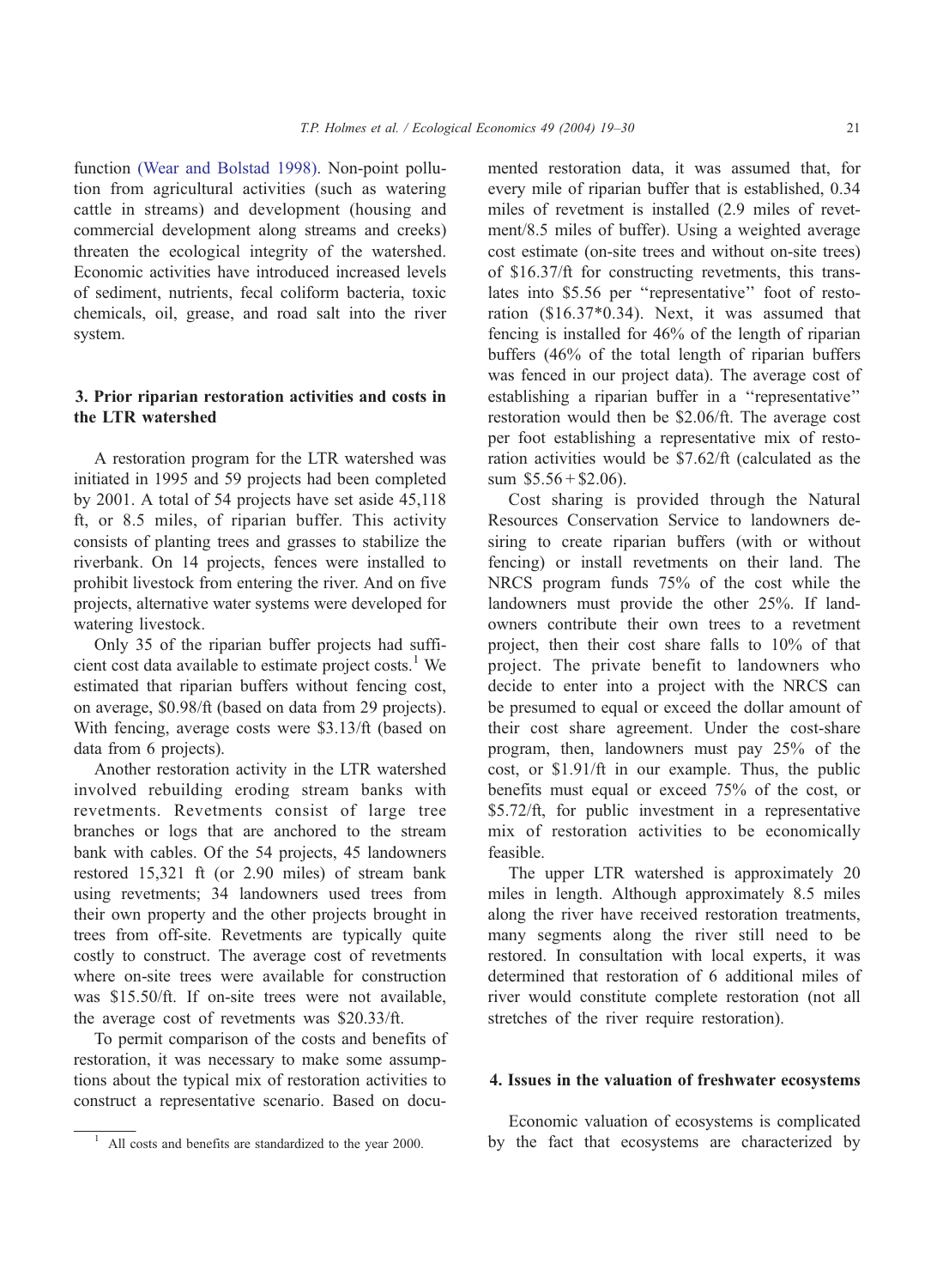function (Wear and Bolstad 1998). Non-point pollution from agricultural activities (such as watering cattle in streams) and development (housing and commercial development along streams and creeks) threaten the ecological integrity of the watershed. Economic activities have introduced increased levels of sediment, nutrients, fecal coliform bacteria, toxic chemicals, oil, grease, and road salt into the river system.

## 3. Prior riparian restoration activities and costs in the LTR watershed

A restoration program for the LTR watershed was initiated in 1995 and 59 projects had been completed by 2001. A total of 54 projects have set aside 45,118 ft, or 8.5 miles, of riparian buffer. This activity consists of planting trees and grasses to stabilize the riverbank. On 14 projects, fences were installed to prohibit livestock from entering the river. And on five projects, alternative water systems were developed for watering livestock.

Only 35 of the riparian buffer projects had sufficient cost data available to estimate project costs.[1] We estimated that riparian buffers without fencing cost, on average, \$0.98/ft (based on data from 29 projects). With fencing, average costs were \$3.13/ft (based on data from 6 projects).

Another restoration activity in the LTR watershed involved rebuilding eroding stream banks with revetments. Revetments consist of large tree branches or logs that are anchored to the stream bank with cables. Of the 54 projects, 45 landowners restored 15,321 ft (or 2.90 miles) of stream bank using revetments; 34 landowners used trees from their own property and the other projects brought in trees from off-site. Revetments are typically quite costly to construct. The average cost of revetments where on-site trees were available for construction was \$15.50/ft. If on-site trees were not available, the average cost of revetments was \$20.33/ft.

To permit comparison of the costs and benefits of restoration, it was necessary to make some assumptions about the typical mix of restoration activities to construct a representative scenario. Based on documented restoration data, it was assumed that, for every mile of riparian buffer that is established, 0.34 miles of revetment is installed (2.9 miles of revetment/8.5 miles of buffer). Using a weighted average cost estimate (on-site trees and without on-site trees) of \$16.37/ft for constructing revetments, this translates into \$5.56 per "representative" foot of restoration (\$16.37*0.34). Next, it was assumed that fencing is installed for 46% of the length of riparian buffers (46% of the total length of riparian buffers was fenced in our project data). The average cost of establishing a riparian buffer in a "representative" restoration would then be \$2.06/ft. The average cost per foot establishing a representative mix of restoration activities would be \$7.62/ft (calculated as the sum \$5.56 + \$2.06).

Cost sharing is provided through the Natural Resources Conservation Service to landowners desiring to create riparian buffers (with or without fencing) or install revetments on their land. The NRCS program funds 75% of the cost while the landowners must provide the other 25%. If landowners contribute their own trees to a revetment project, then their cost share falls to 10% of that project. The private benefit to landowners who decide to enter into a project with the NRCS can be presumed to equal or exceed the dollar amount of their cost share agreement. Under the cost-share program, then, landowners must pay 25% of the cost, or \$1.91/ft in our example. Thus, the public benefits must equal or exceed 75% of the cost, or \$5.72/ft, for public investment in a representative mix of restoration activities to be economically feasible.

The upper LTR watershed is approximately 20 miles in length. Although approximately 8.5 miles along the river have received restoration treatments, many segments along the river still need to be restored. In consultation with local experts, it was determined that restoration of 6 additional miles of river would constitute complete restoration (not all stretches of the river require restoration).

## 4. Issues in the valuation of freshwater ecosystems

Economic valuation of ecosystems is complicated by the fact that ecosystems are characterized by

[1] All costs and benefits are standardized to the year 2000.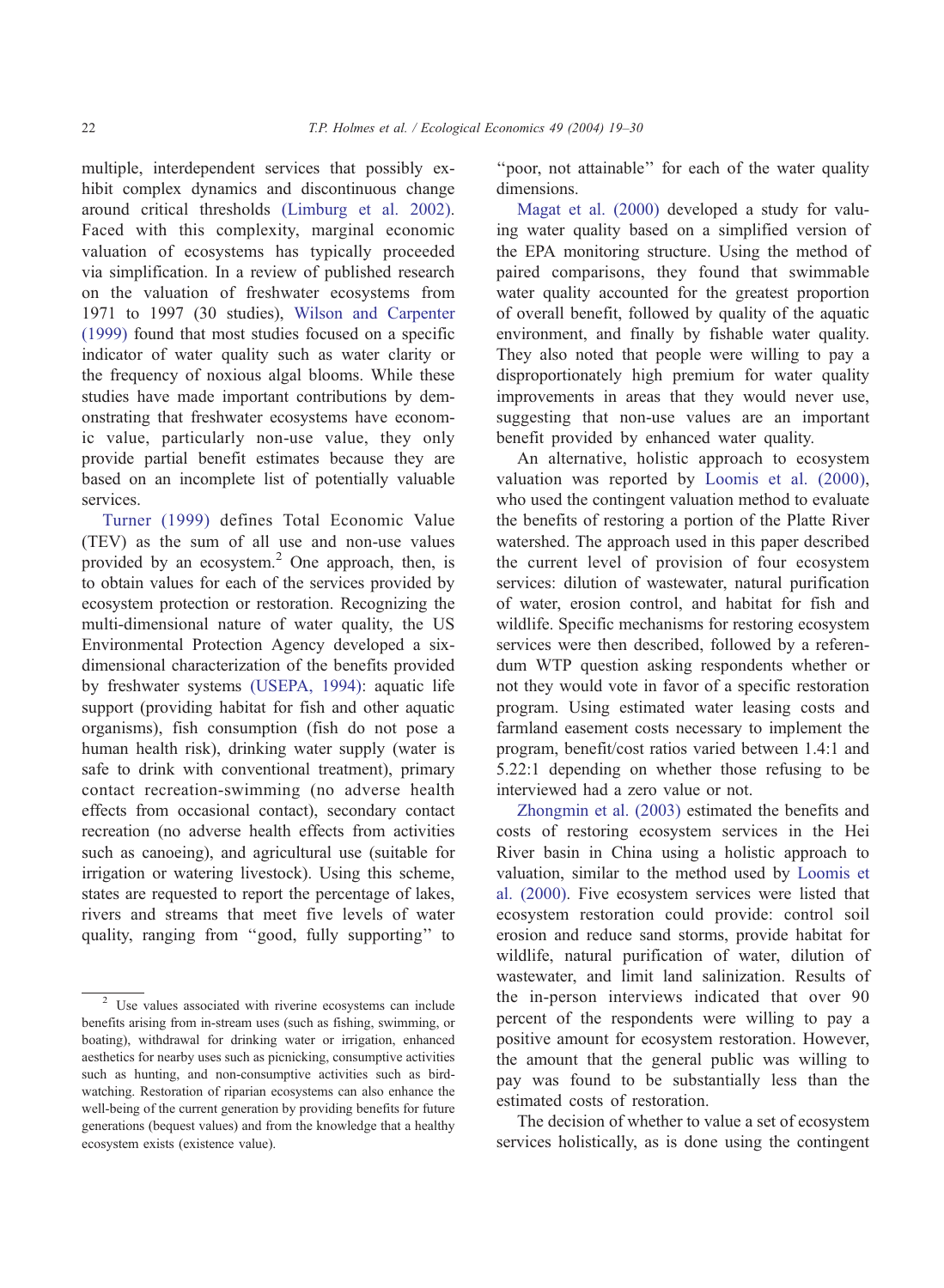multiple, interdependent services that possibly exhibit complex dynamics and discontinuous change around critical thresholds (Limburg et al. 2002). Faced with this complexity, marginal economic valuation of ecosystems has typically proceeded via simplification. In a review of published research on the valuation of freshwater ecosystems from 1971 to 1997 (30 studies), Wilson and Carpenter (1999) found that most studies focused on a specific indicator of water quality such as water clarity or the frequency of noxious algal blooms. While these studies have made important contributions by demonstrating that freshwater ecosystems have economic value, particularly non-use value, they only provide partial benefit estimates because they are based on an incomplete list of potentially valuable services.

Turner (1999) defines Total Economic Value (TEV) as the sum of all use and non-use values provided by an ecosystem.[2] One approach, then, is to obtain values for each of the services provided by ecosystem protection or restoration. Recognizing the multi-dimensional nature of water quality, the US Environmental Protection Agency developed a six-dimensional characterization of the benefits provided by freshwater systems (USEPA, 1994): aquatic life support (providing habitat for fish and other aquatic organisms), fish consumption (fish do not pose a human health risk), drinking water supply (water is safe to drink with conventional treatment), primary contact recreation-swimming (no adverse health effects from occasional contact), secondary contact recreation (no adverse health effects from activities such as canoeing), and agricultural use (suitable for irrigation or watering livestock). Using this scheme, states are requested to report the percentage of lakes, rivers and streams that meet five levels of water quality, ranging from ''good, fully supporting'' to ''poor, not attainable'' for each of the water quality dimensions.

Magat et al. (2000) developed a study for valuing water quality based on a simplified version of the EPA monitoring structure. Using the method of paired comparisons, they found that swimmable water quality accounted for the greatest proportion of overall benefit, followed by quality of the aquatic environment, and finally by fishable water quality. They also noted that people were willing to pay a disproportionately high premium for water quality improvements in areas that they would never use, suggesting that non-use values are an important benefit provided by enhanced water quality.

An alternative, holistic approach to ecosystem valuation was reported by Loomis et al. (2000), who used the contingent valuation method to evaluate the benefits of restoring a portion of the Platte River watershed. The approach used in this paper described the current level of provision of four ecosystem services: dilution of wastewater, natural purification of water, erosion control, and habitat for fish and wildlife. Specific mechanisms for restoring ecosystem services were then described, followed by a referendum WTP question asking respondents whether or not they would vote in favor of a specific restoration program. Using estimated water leasing costs and farmland easement costs necessary to implement the program, benefit/cost ratios varied between 1.4:1 and 5.22:1 depending on whether those refusing to be interviewed had a zero value or not.

Zhongmin et al. (2003) estimated the benefits and costs of restoring ecosystem services in the Hei River basin in China using a holistic approach to valuation, similar to the method used by Loomis et al. (2000). Five ecosystem services were listed that ecosystem restoration could provide: control soil erosion and reduce sand storms, provide habitat for wildlife, natural purification of water, dilution of wastewater, and limit land salinization. Results of the in-person interviews indicated that over 90 percent of the respondents were willing to pay a positive amount for ecosystem restoration. However, the amount that the general public was willing to pay was found to be substantially less than the estimated costs of restoration.

The decision of whether to value a set of ecosystem services holistically, as is done using the contingent

[2] Use values associated with riverine ecosystems can include benefits arising from in-stream uses (such as fishing, swimming, or boating), withdrawal for drinking water or irrigation, enhanced aesthetics for nearby uses such as picnicking, consumptive activities such as hunting, and non-consumptive activities such as birdwatching. Restoration of riparian ecosystems can also enhance the well-being of the current generation by providing benefits for future generations (bequest values) and from the knowledge that a healthy ecosystem exists (existence value).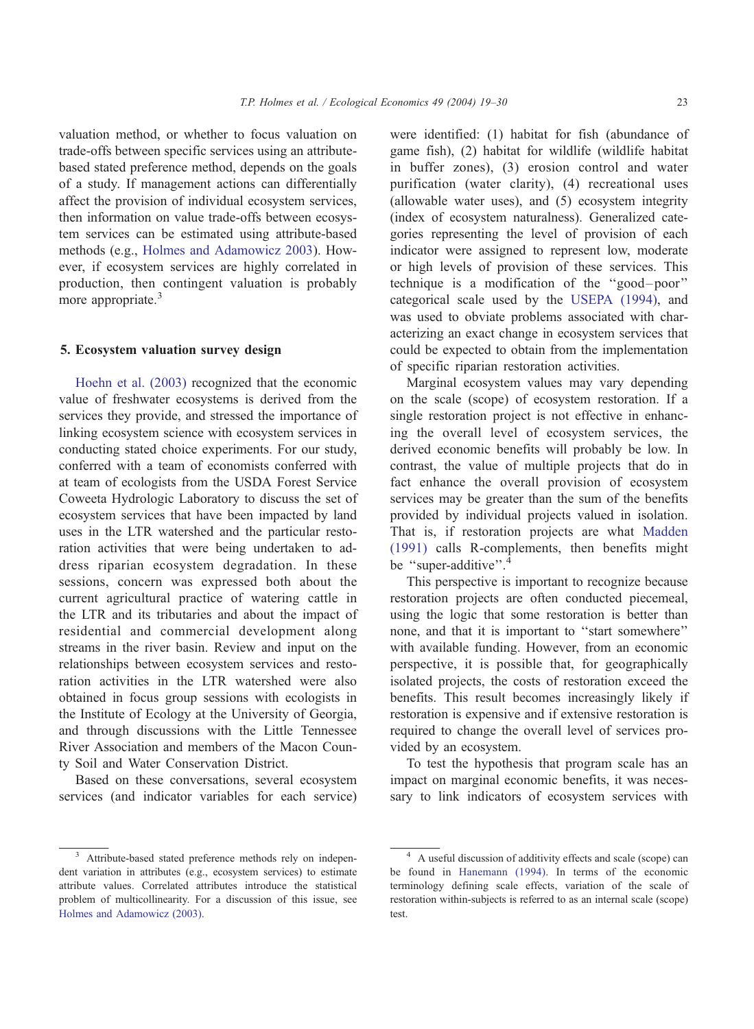valuation method, or whether to focus valuation on trade-offs between specific services using an attribute-based stated preference method, depends on the goals of a study. If management actions can differentially affect the provision of individual ecosystem services, then information on value trade-offs between ecosystem services can be estimated using attribute-based methods (e.g., Holmes and Adamowicz 2003). However, if ecosystem services are highly correlated in production, then contingent valuation is probably more appropriate.[3]

## 5. Ecosystem valuation survey design

Hoehn et al. (2003) recognized that the economic value of freshwater ecosystems is derived from the services they provide, and stressed the importance of linking ecosystem science with ecosystem services in conducting stated choice experiments. For our study, conferred with a team of economists conferred with at team of ecologists from the USDA Forest Service Coweeta Hydrologic Laboratory to discuss the set of ecosystem services that have been impacted by land uses in the LTR watershed and the particular restoration activities that were being undertaken to address riparian ecosystem degradation. In these sessions, concern was expressed both about the current agricultural practice of watering cattle in the LTR and its tributaries and about the impact of residential and commercial development along streams in the river basin. Review and input on the relationships between ecosystem services and restoration activities in the LTR watershed were also obtained in focus group sessions with ecologists in the Institute of Ecology at the University of Georgia, and through discussions with the Little Tennessee River Association and members of the Macon County Soil and Water Conservation District.

Based on these conversations, several ecosystem services (and indicator variables for each service) were identified: (1) habitat for fish (abundance of game fish), (2) habitat for wildlife (wildlife habitat in buffer zones), (3) erosion control and water purification (water clarity), (4) recreational uses (allowable water uses), and (5) ecosystem integrity (index of ecosystem naturalness). Generalized categories representing the level of provision of each indicator were assigned to represent low, moderate or high levels of provision of these services. This technique is a modification of the ''good–poor'' categorical scale used by the USEPA (1994), and was used to obviate problems associated with characterizing an exact change in ecosystem services that could be expected to obtain from the implementation of specific riparian restoration activities.

Marginal ecosystem values may vary depending on the scale (scope) of ecosystem restoration. If a single restoration project is not effective in enhancing the overall level of ecosystem services, the derived economic benefits will probably be low. In contrast, the value of multiple projects that do in fact enhance the overall provision of ecosystem services may be greater than the sum of the benefits provided by individual projects valued in isolation. That is, if restoration projects are what Madden (1991) calls R-complements, then benefits might be ''super-additive''.[4]

This perspective is important to recognize because restoration projects are often conducted piecemeal, using the logic that some restoration is better than none, and that it is important to ''start somewhere'' with available funding. However, from an economic perspective, it is possible that, for geographically isolated projects, the costs of restoration exceed the benefits. This result becomes increasingly likely if restoration is expensive and if extensive restoration is required to change the overall level of services provided by an ecosystem.

To test the hypothesis that program scale has an impact on marginal economic benefits, it was necessary to link indicators of ecosystem services with

---

[3] Attribute-based stated preference methods rely on independent variation in attributes (e.g., ecosystem services) to estimate attribute values. Correlated attributes introduce the statistical problem of multicollinearity. For a discussion of this issue, see Holmes and Adamowicz (2003).

[4] A useful discussion of additivity effects and scale (scope) can be found in Hanemann (1994). In terms of the economic terminology defining scale effects, variation of the scale of restoration within-subjects is referred to as an internal scale (scope) test.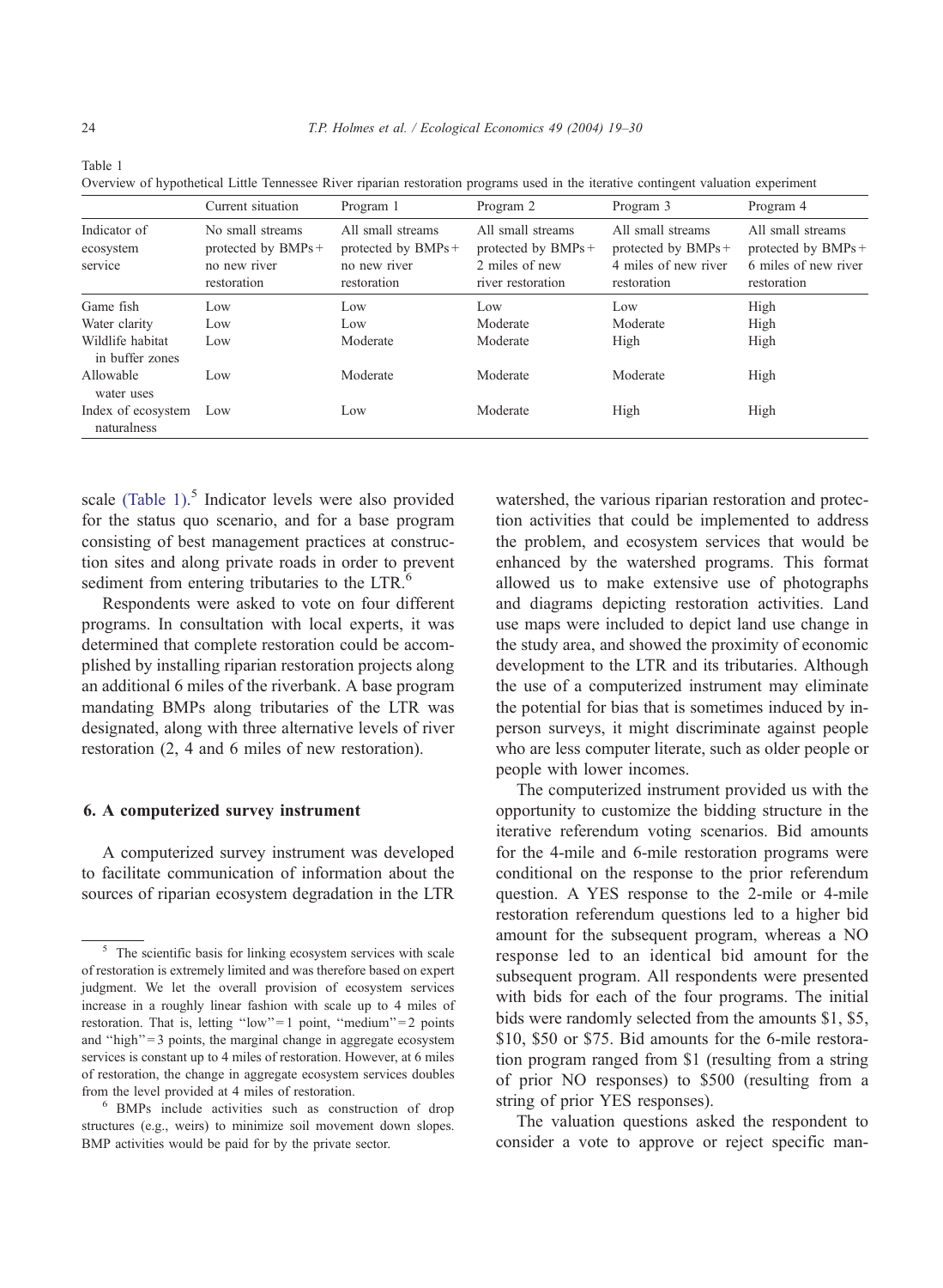Table 1
Overview of hypothetical Little Tennessee River riparian restoration programs used in the iterative contingent valuation experiment

| Indicator of ecosystem service | Current situation | Program 1 | Program 2 | Program 3 | Program 4 |
|---|---|---|---|---|---|
| | No small streams protected by BMPs + no new river restoration | All small streams protected by BMPs + no new river restoration | All small streams protected by BMPs + 2 miles of new river restoration | All small streams protected by BMPs + 4 miles of new river restoration | All small streams protected by BMPs + 6 miles of new river restoration |
| Game fish | Low | Low | Low | Low | High |
| Water clarity | Low | Low | Moderate | Moderate | High |
| Wildlife habitat in buffer zones | Low | Moderate | Moderate | High | High |
| Allowable water uses | Low | Moderate | Moderate | Moderate | High |
| Index of ecosystem naturalness | Low | Low | Moderate | High | High |

scale (Table 1).[5] Indicator levels were also provided for the status quo scenario, and for a base program consisting of best management practices at construction sites and along private roads in order to prevent sediment from entering tributaries to the LTR.[6]

Respondents were asked to vote on four different programs. In consultation with local experts, it was determined that complete restoration could be accomplished by installing riparian restoration projects along an additional 6 miles of the riverbank. A base program mandating BMPs along tributaries of the LTR was designated, along with three alternative levels of river restoration (2, 4 and 6 miles of new restoration).

## 6. A computerized survey instrument

A computerized survey instrument was developed to facilitate communication of information about the sources of riparian ecosystem degradation in the LTR watershed, the various riparian restoration and protection activities that could be implemented to address the problem, and ecosystem services that would be enhanced by the watershed programs. This format allowed us to make extensive use of photographs and diagrams depicting restoration activities. Land use maps were included to depict land use change in the study area, and showed the proximity of economic development to the LTR and its tributaries. Although the use of a computerized instrument may eliminate the potential for bias that is sometimes induced by in-person surveys, it might discriminate against people who are less computer literate, such as older people or people with lower incomes.

The computerized instrument provided us with the opportunity to customize the bidding structure in the iterative referendum voting scenarios. Bid amounts for the 4-mile and 6-mile restoration programs were conditional on the response to the prior referendum question. A YES response to the 2-mile or 4-mile restoration referendum questions led to a higher bid amount for the subsequent program, whereas a NO response led to an identical bid amount for the subsequent program. All respondents were presented with bids for each of the four programs. The initial bids were randomly selected from the amounts \$1, \$5, \$10, \$50 or \$75. Bid amounts for the 6-mile restoration program ranged from \$1 (resulting from a string of prior NO responses) to \$500 (resulting from a string of prior YES responses).

The valuation questions asked the respondent to consider a vote to approve or reject specific man-

---

[5] The scientific basis for linking ecosystem services with scale of restoration is extremely limited and was therefore based on expert judgment. We let the overall provision of ecosystem services increase in a roughly linear fashion with scale up to 4 miles of restoration. That is, letting "low" = 1 point, "medium" = 2 points and "high" = 3 points, the marginal change in aggregate ecosystem services is constant up to 4 miles of restoration. However, at 6 miles of restoration, the change in aggregate ecosystem services doubles from the level provided at 4 miles of restoration.

[6] BMPs include activities such as construction of drop structures (e.g., weirs) to minimize soil movement down slopes. BMP activities would be paid for by the private sector.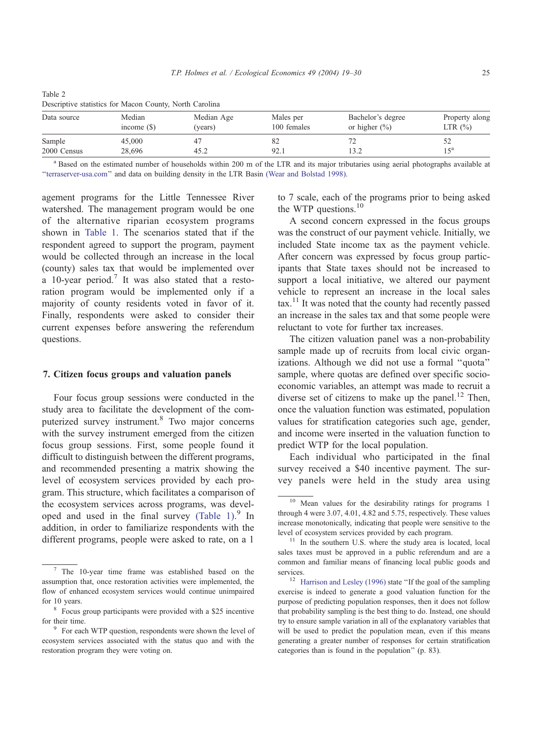Table 2
Descriptive statistics for Macon County, North Carolina

| Data source | Median income ($) | Median Age (years) | Males per 100 females | Bachelor's degree or higher (%) | Property along LTR (%) |
|---|---|---|---|---|---|
| Sample | 45,000 | 47 | 82 | 72 | 52 |
| 2000 Census | 28,696 | 45.2 | 92.1 | 13.2 | 15[a] |

[a] Based on the estimated number of households within 200 m of the LTR and its major tributaries using aerial photographs available at "terraserver-usa.com" and data on building density in the LTR Basin (Wear and Bolstad 1998).

agement programs for the Little Tennessee River watershed. The management program would be one of the alternative riparian ecosystem programs shown in Table 1. The scenarios stated that if the respondent agreed to support the program, payment would be collected through an increase in the local (county) sales tax that would be implemented over a 10-year period.[7] It was also stated that a restoration program would be implemented only if a majority of county residents voted in favor of it. Finally, respondents were asked to consider their current expenses before answering the referendum questions.

## 7. Citizen focus groups and valuation panels

Four focus group sessions were conducted in the study area to facilitate the development of the computerized survey instrument.[8] Two major concerns with the survey instrument emerged from the citizen focus group sessions. First, some people found it difficult to distinguish between the different programs, and recommended presenting a matrix showing the level of ecosystem services provided by each program. This structure, which facilitates a comparison of the ecosystem services across programs, was developed and used in the final survey (Table 1).[9] In addition, in order to familiarize respondents with the different programs, people were asked to rate, on a 1 to 7 scale, each of the programs prior to being asked the WTP questions.[10]

A second concern expressed in the focus groups was the construct of our payment vehicle. Initially, we included State income tax as the payment vehicle. After concern was expressed by focus group participants that State taxes should not be increased to support a local initiative, we altered our payment vehicle to represent an increase in the local sales tax.[11] It was noted that the county had recently passed an increase in the sales tax and that some people were reluctant to vote for further tax increases.

The citizen valuation panel was a non-probability sample made up of recruits from local civic organizations. Although we did not use a formal "quota" sample, where quotas are defined over specific socioeconomic variables, an attempt was made to recruit a diverse set of citizens to make up the panel.[12] Then, once the valuation function was estimated, population values for stratification categories such age, gender, and income were inserted in the valuation function to predict WTP for the local population.

Each individual who participated in the final survey received a $40 incentive payment. The survey panels were held in the study area using

[7] The 10-year time frame was established based on the assumption that, once restoration activities were implemented, the flow of enhanced ecosystem services would continue unimpaired for 10 years.

[8] Focus group participants were provided with a $25 incentive for their time.

[9] For each WTP question, respondents were shown the level of ecosystem services associated with the status quo and with the restoration program they were voting on.

[10] Mean values for the desirability ratings for programs 1 through 4 were 3.07, 4.01, 4.82 and 5.75, respectively. These values increase monotonically, indicating that people were sensitive to the level of ecosystem services provided by each program.

[11] In the southern U.S. where the study area is located, local sales taxes must be approved in a public referendum and are a common and familiar means of financing local public goods and services.

[12] Harrison and Lesley (1996) state "If the goal of the sampling exercise is indeed to generate a good valuation function for the purpose of predicting population responses, then it does not follow that probability sampling is the best thing to do. Instead, one should try to ensure sample variation in all of the explanatory variables that will be used to predict the population mean, even if this means generating a greater number of responses for certain stratification categories than is found in the population" (p. 83).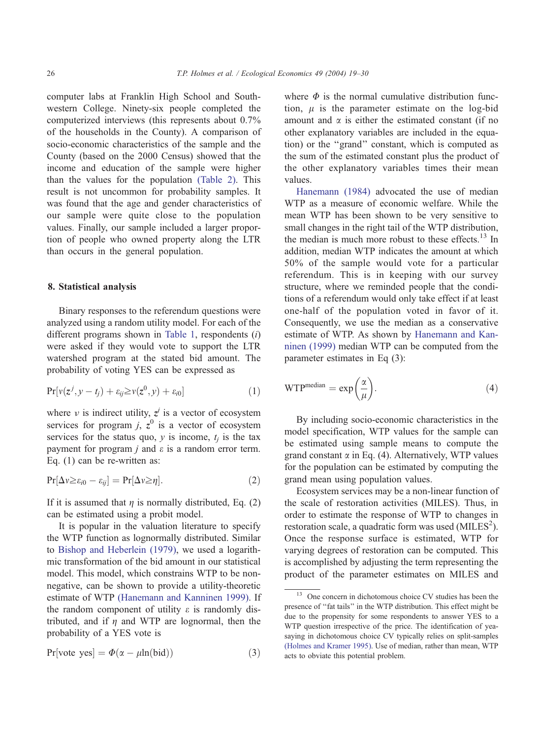computer labs at Franklin High School and Southwestern College. Ninety-six people completed the computerized interviews (this represents about 0.7% of the households in the County). A comparison of socio-economic characteristics of the sample and the County (based on the 2000 Census) showed that the income and education of the sample were higher than the values for the population (Table 2). This result is not uncommon for probability samples. It was found that the age and gender characteristics of our sample were quite close to the population values. Finally, our sample included a larger proportion of people who owned property along the LTR than occurs in the general population.

## 8. Statistical analysis

Binary responses to the referendum questions were analyzed using a random utility model. For each of the different programs shown in Table 1, respondents ($i$) were asked if they would vote to support the LTR watershed program at the stated bid amount. The probability of voting YES can be expressed as

$$\Pr[v(z^j, y - t_j) + \varepsilon_{ij} \geq v(z^0, y) + \varepsilon_{i0}] \tag{1}$$

where $v$ is indirect utility, $z^j$ is a vector of ecosystem services for program $j$, $z^0$ is a vector of ecosystem services for the status quo, $y$ is income, $t_j$ is the tax payment for program $j$ and $\varepsilon$ is a random error term. Eq. (1) can be re-written as:

$$\Pr[\Delta v \geq \varepsilon_{i0} - \varepsilon_{ij}] = \Pr[\Delta v \geq \eta]. \tag{2}$$

If it is assumed that $\eta$ is normally distributed, Eq. (2) can be estimated using a probit model.

It is popular in the valuation literature to specify the WTP function as lognormally distributed. Similar to Bishop and Heberlein (1979), we used a logarithmic transformation of the bid amount in our statistical model. This model, which constrains WTP to be non-negative, can be shown to provide a utility-theoretic estimate of WTP (Hanemann and Kanninen 1999). If the random component of utility $\varepsilon$ is randomly distributed, and if $\eta$ and WTP are lognormal, then the probability of a YES vote is

$$\Pr[\text{vote yes}] = \Phi(\alpha - \mu \ln(\text{bid})) \tag{3}$$

where $\Phi$ is the normal cumulative distribution function, $\mu$ is the parameter estimate on the log-bid amount and $\alpha$ is either the estimated constant (if no other explanatory variables are included in the equation) or the "grand" constant, which is computed as the sum of the estimated constant plus the product of the other explanatory variables times their mean values.

Hanemann (1984) advocated the use of median WTP as a measure of economic welfare. While the mean WTP has been shown to be very sensitive to small changes in the right tail of the WTP distribution, the median is much more robust to these effects.[13] In addition, median WTP indicates the amount at which 50% of the sample would vote for a particular referendum. This is in keeping with our survey structure, where we reminded people that the conditions of a referendum would only take effect if at least one-half of the population voted in favor of it. Consequently, we use the median as a conservative estimate of WTP. As shown by Hanemann and Kanninen (1999) median WTP can be computed from the parameter estimates in Eq (3):

$$\text{WTP}^{\text{median}} = \exp\left(\frac{\alpha}{\mu}\right). \tag{4}$$

By including socio-economic characteristics in the model specification, WTP values for the sample can be estimated using sample means to compute the grand constant $\alpha$ in Eq. (4). Alternatively, WTP values for the population can be estimated by computing the grand mean using population values.

Ecosystem services may be a non-linear function of the scale of restoration activities (MILES). Thus, in order to estimate the response of WTP to changes in restoration scale, a quadratic form was used ($\text{MILES}^2$). Once the response surface is estimated, WTP for varying degrees of restoration can be computed. This is accomplished by adjusting the term representing the product of the parameter estimates on MILES and

[13] One concern in dichotomous choice CV studies has been the presence of "fat tails" in the WTP distribution. This effect might be due to the propensity for some respondents to answer YES to a WTP question irrespective of the price. The identification of yea-saying in dichotomous choice CV typically relies on split-samples (Holmes and Kramer 1995). Use of median, rather than mean, WTP acts to obviate this potential problem.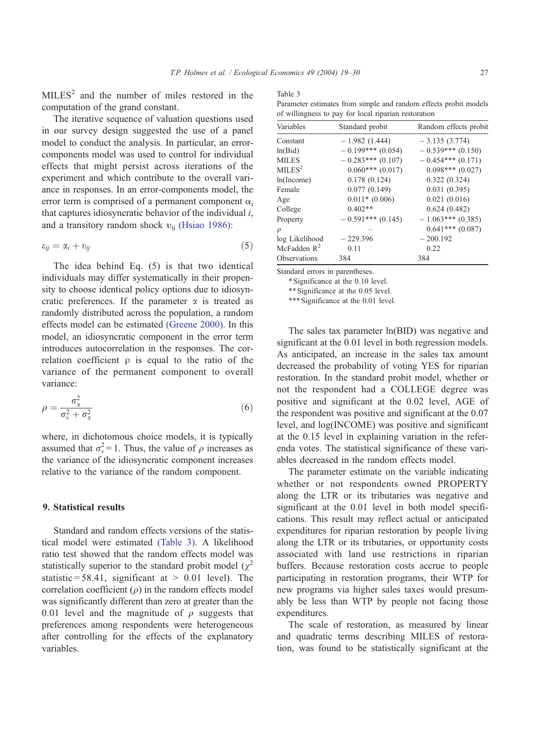$MILES^2$ and the number of miles restored in the computation of the grand constant.

The iterative sequence of valuation questions used in our survey design suggested the use of a panel model to conduct the analysis. In particular, an error-components model was used to control for individual effects that might persist across iterations of the experiment and which contribute to the overall variance in responses. In an error-components model, the error term is comprised of a permanent component $\alpha_i$ that captures idiosyncratic behavior of the individual $i$, and a transitory random shock $\upsilon_{ij}$ (Hsiao 1986):

$$\varepsilon_{ij} = \alpha_i + \upsilon_{ij} \tag{5}$$

The idea behind Eq. (5) is that two identical individuals may differ systematically in their propensity to choose identical policy options due to idiosyncratic preferences. If the parameter $\alpha$ is treated as randomly distributed across the population, a random effects model can be estimated (Greene 2000). In this model, an idiosyncratic component in the error term introduces autocorrelation in the responses. The correlation coefficient $\rho$ is equal to the ratio of the variance of the permanent component to overall variance:

$$\rho = \frac{\sigma_\alpha^2}{\sigma_\upsilon^2 + \sigma_\alpha^2} \tag{6}$$

where, in dichotomous choice models, it is typically assumed that $\sigma_v^2 = 1$. Thus, the value of $\rho$ increases as the variance of the idiosyncratic component increases relative to the variance of the random component.

## 9. Statistical results

Standard and random effects versions of the statistical model were estimated (Table 3). A likelihood ratio test showed that the random effects model was statistically superior to the standard probit model ($\chi^2$ statistic = 58.41, significant at > 0.01 level). The correlation coefficient ($\rho$) in the random effects model was significantly different than zero at greater than the 0.01 level and the magnitude of $\rho$ suggests that preferences among respondents were heterogeneous after controlling for the effects of the explanatory variables.

Table 3
Parameter estimates from simple and random effects probit models of willingness to pay for local riparian restoration

| Variables | Standard probit | Random effects probit |
|---|---|---|
| Constant | − 1.982 (1.444) | − 3.135 (3.774) |
| ln(Bid) | − 0.199*** (0.054) | − 0.539*** (0.150) |
| MILES | − 0.283*** (0.107) | − 0.454*** (0.171) |
| $MILES^2$ | 0.060*** (0.017) | 0.098*** (0.027) |
| ln(Income) | 0.178 (0.124) | 0.322 (0.324) |
| Female | 0.077 (0.149) | 0.031 (0.395) |
| Age | 0.011* (0.006) | 0.021 (0.016) |
| College | 0.402** | 0.624 (0.482) |
| Property | − 0.591*** (0.145) | − 1.063*** (0.385) |
| $\rho$ | – | 0.641*** (0.087) |
| log Likelihood | − 229.396 | − 200.192 |
| McFadden $R^2$ | 0.11 | 0.22 |
| Observations | 384 | 384 |

Standard errors in parentheses.

\* Significance at the 0.10 level.

\*\* Significance at the 0.05 level.

\*\*\* Significance at the 0.01 level.

The sales tax parameter ln(BID) was negative and significant at the 0.01 level in both regression models. As anticipated, an increase in the sales tax amount decreased the probability of voting YES for riparian restoration. In the standard probit model, whether or not the respondent had a COLLEGE degree was positive and significant at the 0.02 level, AGE of the respondent was positive and significant at the 0.07 level, and log(INCOME) was positive and significant at the 0.15 level in explaining variation in the referenda votes. The statistical significance of these variables decreased in the random effects model.

The parameter estimate on the variable indicating whether or not respondents owned PROPERTY along the LTR or its tributaries was negative and significant at the 0.01 level in both model specifications. This result may reflect actual or anticipated expenditures for riparian restoration by people living along the LTR or its tributaries, or opportunity costs associated with land use restrictions in riparian buffers. Because restoration costs accrue to people participating in restoration programs, their WTP for new programs via higher sales taxes would presumably be less than WTP by people not facing those expenditures.

The scale of restoration, as measured by linear and quadratic terms describing MILES of restoration, was found to be statistically significant at the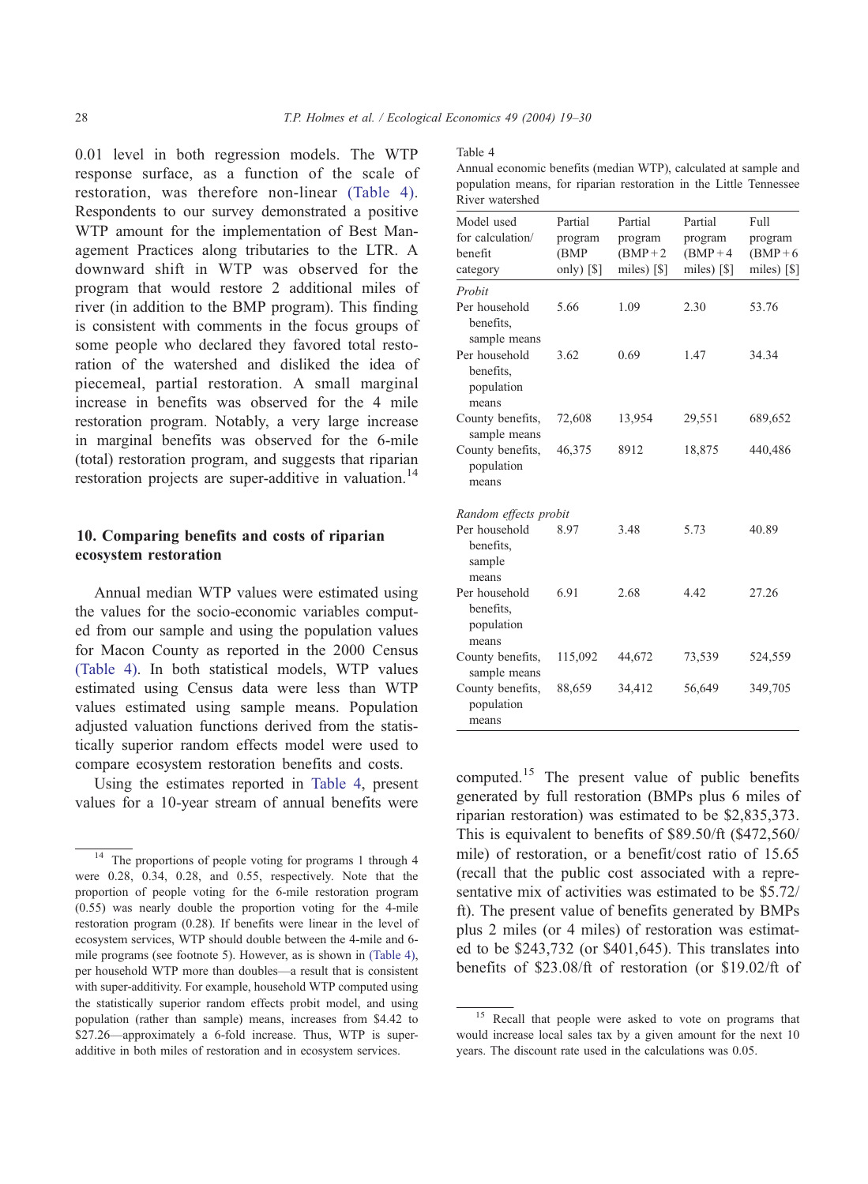0.01 level in both regression models. The WTP response surface, as a function of the scale of restoration, was therefore non-linear (Table 4). Respondents to our survey demonstrated a positive WTP amount for the implementation of Best Management Practices along tributaries to the LTR. A downward shift in WTP was observed for the program that would restore 2 additional miles of river (in addition to the BMP program). This finding is consistent with comments in the focus groups of some people who declared they favored total restoration of the watershed and disliked the idea of piecemeal, partial restoration. A small marginal increase in benefits was observed for the 4 mile restoration program. Notably, a very large increase in marginal benefits was observed for the 6-mile (total) restoration program, and suggests that riparian restoration projects are super-additive in valuation.[14]

## 10. Comparing benefits and costs of riparian ecosystem restoration

Annual median WTP values were estimated using the values for the socio-economic variables computed from our sample and using the population values for Macon County as reported in the 2000 Census (Table 4). In both statistical models, WTP values estimated using Census data were less than WTP values estimated using sample means. Population adjusted valuation functions derived from the statistically superior random effects model were used to compare ecosystem restoration benefits and costs.

Using the estimates reported in Table 4, present values for a 10-year stream of annual benefits were computed.[15] The present value of public benefits generated by full restoration (BMPs plus 6 miles of riparian restoration) was estimated to be $2,835,373. This is equivalent to benefits of $89.50/ft ($472,560/mile) of restoration, or a benefit/cost ratio of 15.65 (recall that the public cost associated with a representative mix of activities was estimated to be $5.72/ft). The present value of benefits generated by BMPs plus 2 miles (or 4 miles) of restoration was estimated to be $243,732 (or $401,645). This translates into benefits of $23.08/ft of restoration (or $19.02/ft of

Table 4
Annual economic benefits (median WTP), calculated at sample and population means, for riparian restoration in the Little Tennessee River watershed

| Model used for calculation/ benefit category | Partial program (BMP only) [$] | Partial program (BMP+2 miles) [$] | Partial program (BMP+4 miles) [$] | Full program (BMP+6 miles) [$] |
|---|---|---|---|---|
| *Probit* | | | | |
| Per household benefits, sample means | 5.66 | 1.09 | 2.30 | 53.76 |
| Per household benefits, population means | 3.62 | 0.69 | 1.47 | 34.34 |
| County benefits, sample means | 72,608 | 13,954 | 29,551 | 689,652 |
| County benefits, population means | 46,375 | 8912 | 18,875 | 440,486 |
| *Random effects probit* | | | | |
| Per household benefits, sample means | 8.97 | 3.48 | 5.73 | 40.89 |
| Per household benefits, population means | 6.91 | 2.68 | 4.42 | 27.26 |
| County benefits, sample means | 115,092 | 44,672 | 73,539 | 524,559 |
| County benefits, population means | 88,659 | 34,412 | 56,649 | 349,705 |

[14] The proportions of people voting for programs 1 through 4 were 0.28, 0.34, 0.28, and 0.55, respectively. Note that the proportion of people voting for the 6-mile restoration program (0.55) was nearly double the proportion voting for the 4-mile restoration program (0.28). If benefits were linear in the level of ecosystem services, WTP should double between the 4-mile and 6-mile programs (see footnote 5). However, as is shown in (Table 4), per household WTP more than doubles—a result that is consistent with super-additivity. For example, household WTP computed using the statistically superior random effects probit model, and using population (rather than sample) means, increases from $4.42 to $27.26—approximately a 6-fold increase. Thus, WTP is super-additive in both miles of restoration and in ecosystem services.

[15] Recall that people were asked to vote on programs that would increase local sales tax by a given amount for the next 10 years. The discount rate used in the calculations was 0.05.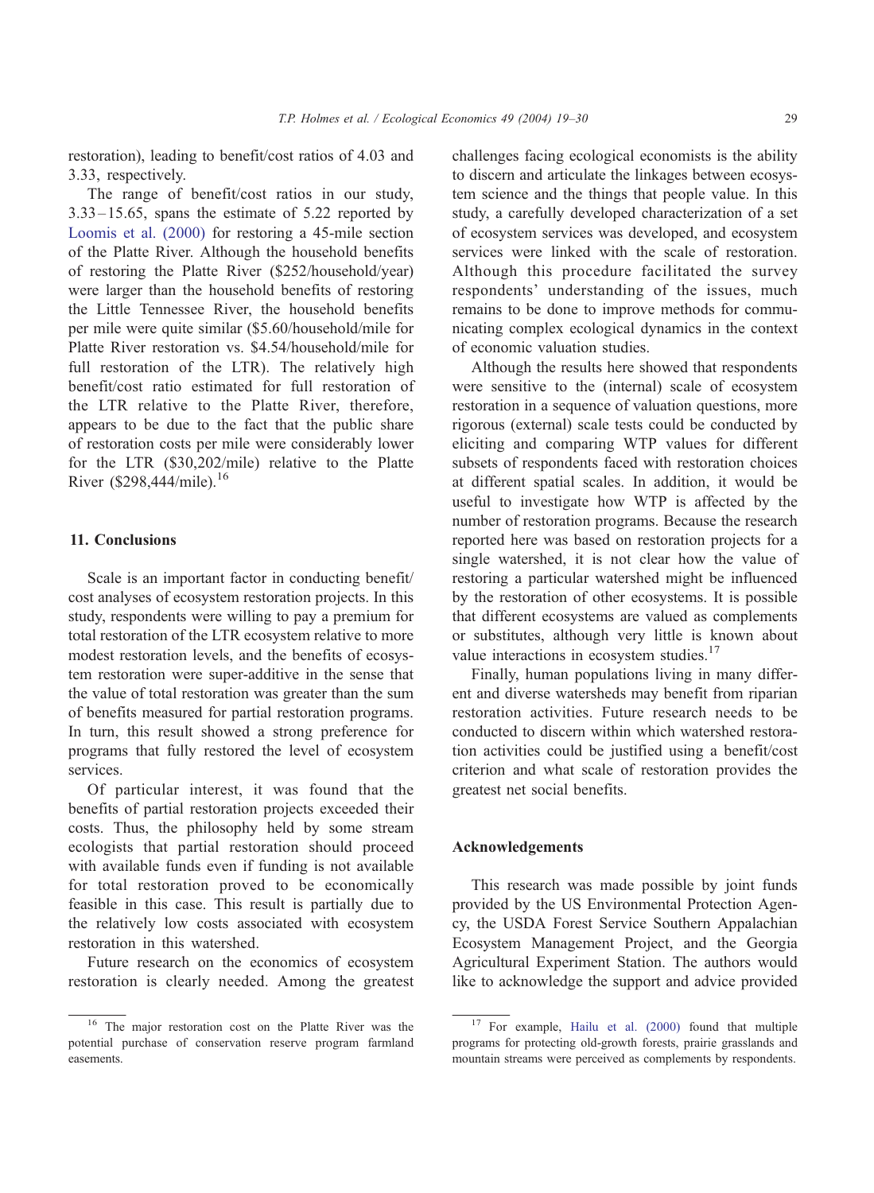restoration), leading to benefit/cost ratios of 4.03 and 3.33, respectively.

The range of benefit/cost ratios in our study, 3.33–15.65, spans the estimate of 5.22 reported by Loomis et al. (2000) for restoring a 45-mile section of the Platte River. Although the household benefits of restoring the Platte River ($252/household/year) were larger than the household benefits of restoring the Little Tennessee River, the household benefits per mile were quite similar ($5.60/household/mile for Platte River restoration vs. $4.54/household/mile for full restoration of the LTR). The relatively high benefit/cost ratio estimated for full restoration of the LTR relative to the Platte River, therefore, appears to be due to the fact that the public share of restoration costs per mile were considerably lower for the LTR ($30,202/mile) relative to the Platte River ($298,444/mile).[16]

## 11. Conclusions

Scale is an important factor in conducting benefit/cost analyses of ecosystem restoration projects. In this study, respondents were willing to pay a premium for total restoration of the LTR ecosystem relative to more modest restoration levels, and the benefits of ecosystem restoration were super-additive in the sense that the value of total restoration was greater than the sum of benefits measured for partial restoration programs. In turn, this result showed a strong preference for programs that fully restored the level of ecosystem services.

Of particular interest, it was found that the benefits of partial restoration projects exceeded their costs. Thus, the philosophy held by some stream ecologists that partial restoration should proceed with available funds even if funding is not available for total restoration proved to be economically feasible in this case. This result is partially due to the relatively low costs associated with ecosystem restoration in this watershed.

Future research on the economics of ecosystem restoration is clearly needed. Among the greatest challenges facing ecological economists is the ability to discern and articulate the linkages between ecosystem science and the things that people value. In this study, a carefully developed characterization of a set of ecosystem services was developed, and ecosystem services were linked with the scale of restoration. Although this procedure facilitated the survey respondents' understanding of the issues, much remains to be done to improve methods for communicating complex ecological dynamics in the context of economic valuation studies.

Although the results here showed that respondents were sensitive to the (internal) scale of ecosystem restoration in a sequence of valuation questions, more rigorous (external) scale tests could be conducted by eliciting and comparing WTP values for different subsets of respondents faced with restoration choices at different spatial scales. In addition, it would be useful to investigate how WTP is affected by the number of restoration programs. Because the research reported here was based on restoration projects for a single watershed, it is not clear how the value of restoring a particular watershed might be influenced by the restoration of other ecosystems. It is possible that different ecosystems are valued as complements or substitutes, although very little is known about value interactions in ecosystem studies.[17]

Finally, human populations living in many different and diverse watersheds may benefit from riparian restoration activities. Future research needs to be conducted to discern within which watershed restoration activities could be justified using a benefit/cost criterion and what scale of restoration provides the greatest net social benefits.

## Acknowledgements

This research was made possible by joint funds provided by the US Environmental Protection Agency, the USDA Forest Service Southern Appalachian Ecosystem Management Project, and the Georgia Agricultural Experiment Station. The authors would like to acknowledge the support and advice provided

[16] The major restoration cost on the Platte River was the potential purchase of conservation reserve program farmland easements.

[17] For example, Hailu et al. (2000) found that multiple programs for protecting old-growth forests, prairie grasslands and mountain streams were perceived as complements by respondents.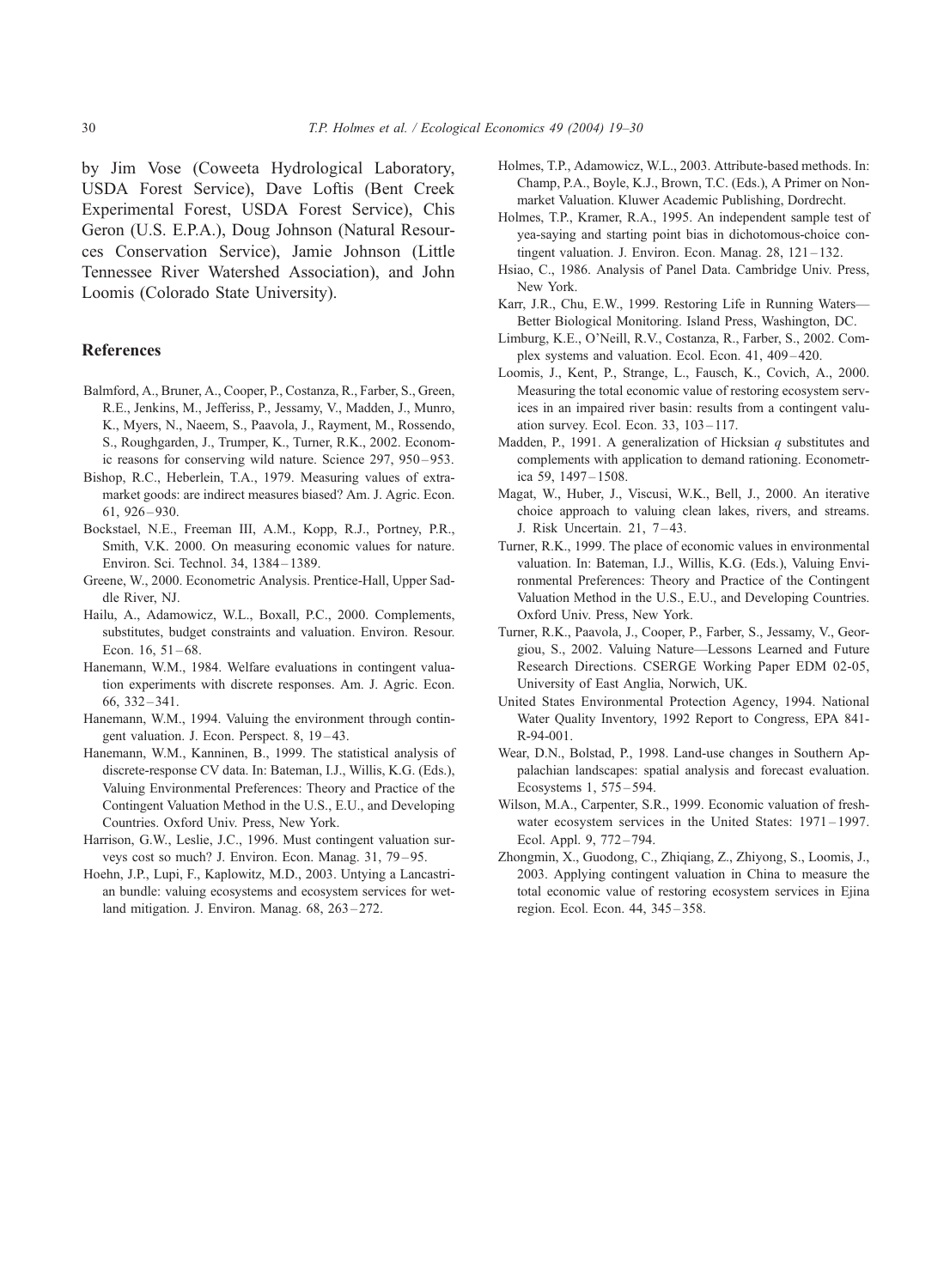by Jim Vose (Coweeta Hydrological Laboratory, USDA Forest Service), Dave Loftis (Bent Creek Experimental Forest, USDA Forest Service), Chis Geron (U.S. E.P.A.), Doug Johnson (Natural Resources Conservation Service), Jamie Johnson (Little Tennessee River Watershed Association), and John Loomis (Colorado State University).

## References

Balmford, A., Bruner, A., Cooper, P., Costanza, R., Farber, S., Green, R.E., Jenkins, M., Jefferiss, P., Jessamy, V., Madden, J., Munro, K., Myers, N., Naeem, S., Paavola, J., Rayment, M., Rossendo, S., Roughgarden, J., Trumper, K., Turner, R.K., 2002. Economic reasons for conserving wild nature. Science 297, 950–953.

Bishop, R.C., Heberlein, T.A., 1979. Measuring values of extramarket goods: are indirect measures biased? Am. J. Agric. Econ. 61, 926–930.

Bockstael, N.E., Freeman III, A.M., Kopp, R.J., Portney, P.R., Smith, V.K. 2000. On measuring economic values for nature. Environ. Sci. Technol. 34, 1384–1389.

Greene, W., 2000. Econometric Analysis. Prentice-Hall, Upper Saddle River, NJ.

Hailu, A., Adamowicz, W.L., Boxall, P.C., 2000. Complements, substitutes, budget constraints and valuation. Environ. Resour. Econ. 16, 51–68.

Hanemann, W.M., 1984. Welfare evaluations in contingent valuation experiments with discrete responses. Am. J. Agric. Econ. 66, 332–341.

Hanemann, W.M., 1994. Valuing the environment through contingent valuation. J. Econ. Perspect. 8, 19–43.

Hanemann, W.M., Kanninen, B., 1999. The statistical analysis of discrete-response CV data. In: Bateman, I.J., Willis, K.G. (Eds.), Valuing Environmental Preferences: Theory and Practice of the Contingent Valuation Method in the U.S., E.U., and Developing Countries. Oxford Univ. Press, New York.

Harrison, G.W., Leslie, J.C., 1996. Must contingent valuation surveys cost so much? J. Environ. Econ. Manag. 31, 79–95.

Hoehn, J.P., Lupi, F., Kaplowitz, M.D., 2003. Untying a Lancastrian bundle: valuing ecosystems and ecosystem services for wetland mitigation. J. Environ. Manag. 68, 263–272.

Holmes, T.P., Adamowicz, W.L., 2003. Attribute-based methods. In: Champ, P.A., Boyle, K.J., Brown, T.C. (Eds.), A Primer on Nonmarket Valuation. Kluwer Academic Publishing, Dordrecht.

Holmes, T.P., Kramer, R.A., 1995. An independent sample test of yea-saying and starting point bias in dichotomous-choice contingent valuation. J. Environ. Econ. Manag. 28, 121–132.

Hsiao, C., 1986. Analysis of Panel Data. Cambridge Univ. Press, New York.

Karr, J.R., Chu, E.W., 1999. Restoring Life in Running Waters—Better Biological Monitoring. Island Press, Washington, DC.

Limburg, K.E., O'Neill, R.V., Costanza, R., Farber, S., 2002. Complex systems and valuation. Ecol. Econ. 41, 409–420.

Loomis, J., Kent, P., Strange, L., Fausch, K., Covich, A., 2000. Measuring the total economic value of restoring ecosystem services in an impaired river basin: results from a contingent valuation survey. Ecol. Econ. 33, 103–117.

Madden, P., 1991. A generalization of Hicksian *q* substitutes and complements with application to demand rationing. Econometrica 59, 1497–1508.

Magat, W., Huber, J., Viscusi, W.K., Bell, J., 2000. An iterative choice approach to valuing clean lakes, rivers, and streams. J. Risk Uncertain. 21, 7–43.

Turner, R.K., 1999. The place of economic values in environmental valuation. In: Bateman, I.J., Willis, K.G. (Eds.), Valuing Environmental Preferences: Theory and Practice of the Contingent Valuation Method in the U.S., E.U., and Developing Countries. Oxford Univ. Press, New York.

Turner, R.K., Paavola, J., Cooper, P., Farber, S., Jessamy, V., Georgiou, S., 2002. Valuing Nature—Lessons Learned and Future Research Directions. CSERGE Working Paper EDM 02-05, University of East Anglia, Norwich, UK.

United States Environmental Protection Agency, 1994. National Water Quality Inventory, 1992 Report to Congress, EPA 841-R-94-001.

Wear, D.N., Bolstad, P., 1998. Land-use changes in Southern Appalachian landscapes: spatial analysis and forecast evaluation. Ecosystems 1, 575–594.

Wilson, M.A., Carpenter, S.R., 1999. Economic valuation of freshwater ecosystem services in the United States: 1971–1997. Ecol. Appl. 9, 772–794.

Zhongmin, X., Guodong, C., Zhiqiang, Z., Zhiyong, S., Loomis, J., 2003. Applying contingent valuation in China to measure the total economic value of restoring ecosystem services in Ejina region. Ecol. Econ. 44, 345–358.